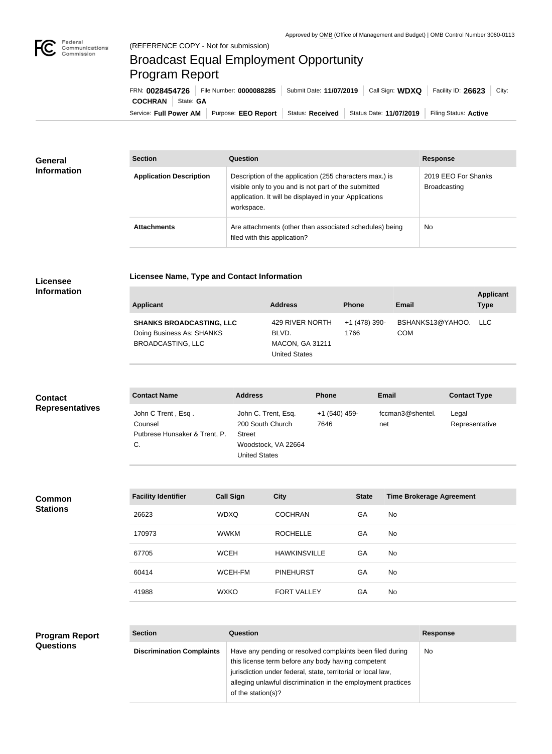Approved by OMB (Office of Management and Budget) | OMB Control Number 3060-0113

(REFERENCE COPY - Not for submission)

# Broadcast Equal Employment Opportunity Program Report

FRN: **0028454726** | File Number: **0000088285** | Submit Date: **11/07/2019** | Call Sign: **WDXQ** | Facility ID: **26623** | City: **COCHRAN** | State: **GA**

Service: **Full Power AM** | Purpose: **EEO Report** | Status: **Received** | Status Date: **11/07/2019** | Filing Status: **Active**

## General Information

| Section | Question | Response |
|---|---|---|
| **Application Description** | Description of the application (255 characters max.) is visible only to you and is not part of the submitted application. It will be displayed in your Applications workspace. | 2019 EEO For Shanks Broadcasting |
| **Attachments** | Are attachments (other than associated schedules) being filed with this application? | No |

## Licensee Information

### Licensee Name, Type and Contact Information

| Applicant | Address | Phone | Email | Applicant Type |
|---|---|---|---|---|
| **SHANKS BROADCASTING, LLC** Doing Business As: SHANKS BROADCASTING, LLC | 429 RIVER NORTH BLVD. MACON, GA 31211 United States | +1 (478) 390-1766 | BSHANKS13@YAHOO.COM | LLC |

## Contact Representatives

| Contact Name | Address | Phone | Email | Contact Type |
|---|---|---|---|---|
| John C Trent , Esq . Counsel Putbrese Hunsaker & Trent, P. C. | John C. Trent, Esq. 200 South Church Street Woodstock, VA 22664 United States | +1 (540) 459-7646 | fccman3@shentel.net | Legal Representative |

## Common Stations

| Facility Identifier | Call Sign | City | State | Time Brokerage Agreement |
|---|---|---|---|---|
| 26623 | WDXQ | COCHRAN | GA | No |
| 170973 | WWKM | ROCHELLE | GA | No |
| 67705 | WCEH | HAWKINSVILLE | GA | No |
| 60414 | WCEH-FM | PINEHURST | GA | No |
| 41988 | WXKO | FORT VALLEY | GA | No |

## Program Report Questions

| Section | Question | Response |
|---|---|---|
| **Discrimination Complaints** | Have any pending or resolved complaints been filed during this license term before any body having competent jurisdiction under federal, state, territorial or local law, alleging unlawful discrimination in the employment practices of the station(s)? | No |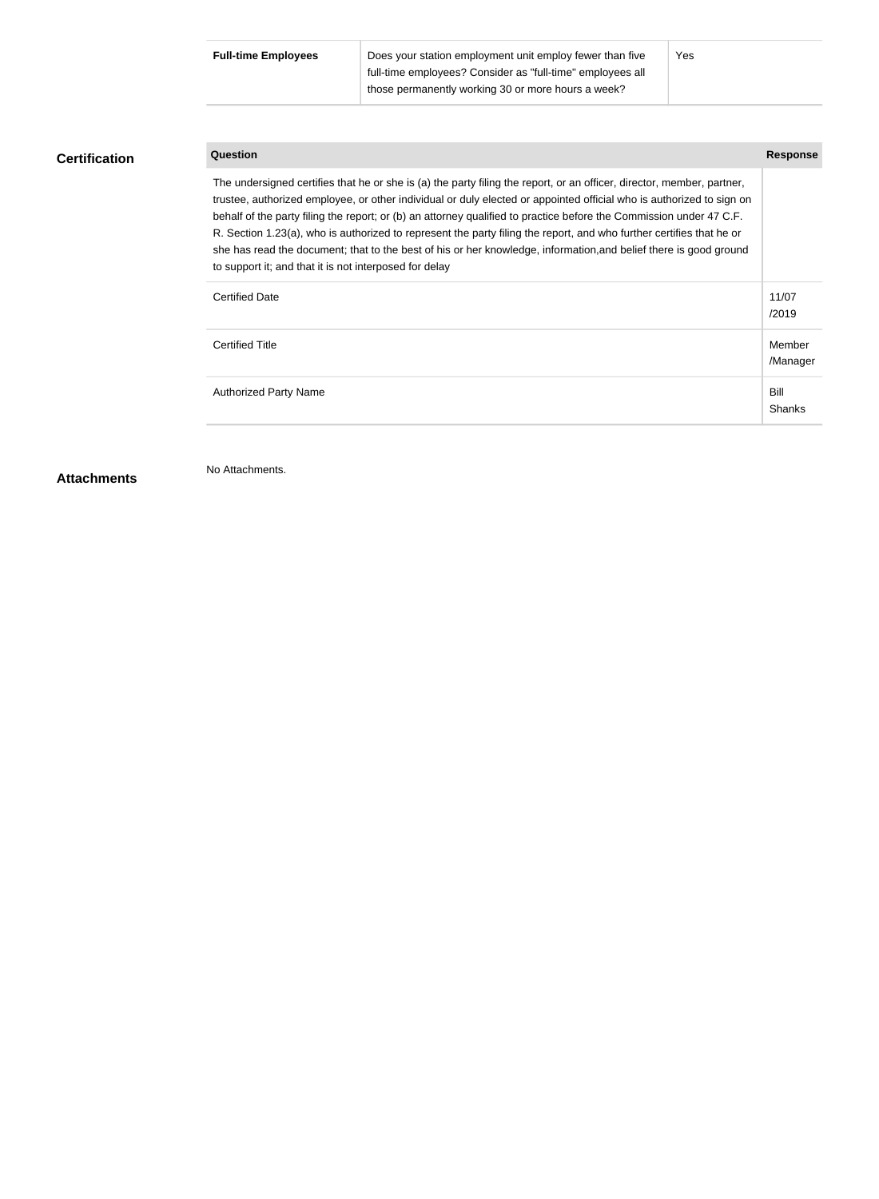| | | |
|---|---|---|
| **Full-time Employees** | Does your station employment unit employ fewer than five full-time employees? Consider as "full-time" employees all those permanently working 30 or more hours a week? | Yes |

## Certification

| Question | Response |
|---|---|
| The undersigned certifies that he or she is (a) the party filing the report, or an officer, director, member, partner, trustee, authorized employee, or other individual or duly elected or appointed official who is authorized to sign on behalf of the party filing the report; or (b) an attorney qualified to practice before the Commission under 47 C.F.R. Section 1.23(a), who is authorized to represent the party filing the report, and who further certifies that he or she has read the document; that to the best of his or her knowledge, information,and belief there is good ground to support it; and that it is not interposed for delay | |
| Certified Date | 11/07/2019 |
| Certified Title | Member/Manager |
| Authorized Party Name | Bill Shanks |

## Attachments

No Attachments.